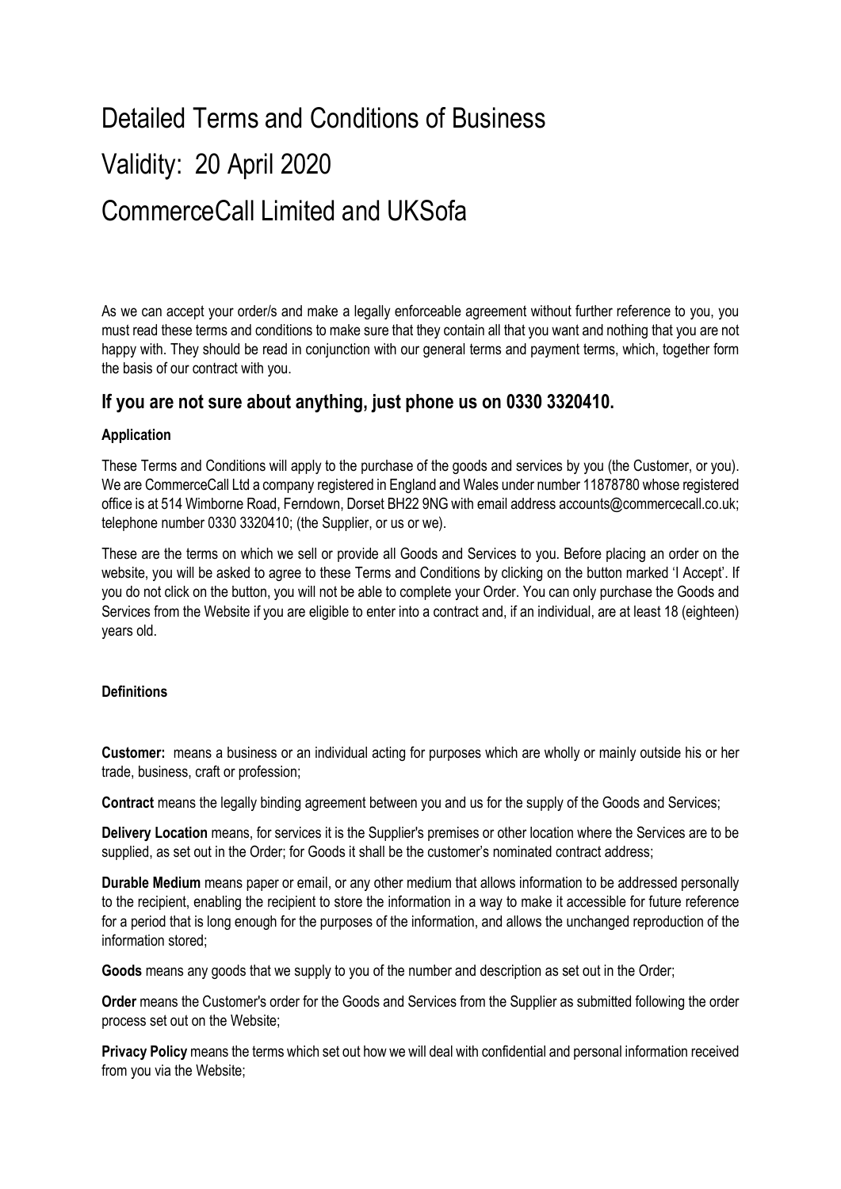# Detailed Terms and Conditions of Business

# Validity: 20 April 2020

# CommerceCall Limited and UKSofa

As we can accept your order/s and make a legally enforceable agreement without further reference to you, you must read these terms and conditions to make sure that they contain all that you want and nothing that you are not happy with. They should be read in conjunction with our general terms and payment terms, which, together form the basis of our contract with you.

## If you are not sure about anything, just phone us on 0330 3320410.

**Application**

These Terms and Conditions will apply to the purchase of the goods and services by you (the Customer, or you). We are CommerceCall Ltd a company registered in England and Wales under number 11878780 whose registered office is at 514 Wimborne Road, Ferndown, Dorset BH22 9NG with email address accounts@commercecall.co.uk; telephone number 0330 3320410; (the Supplier, or us or we).

These are the terms on which we sell or provide all Goods and Services to you. Before placing an order on the website, you will be asked to agree to these Terms and Conditions by clicking on the button marked 'I Accept'. If you do not click on the button, you will not be able to complete your Order. You can only purchase the Goods and Services from the Website if you are eligible to enter into a contract and, if an individual, are at least 18 (eighteen) years old.

**Definitions**

**Customer:** means a business or an individual acting for purposes which are wholly or mainly outside his or her trade, business, craft or profession;

**Contract** means the legally binding agreement between you and us for the supply of the Goods and Services;

**Delivery Location** means, for services it is the Supplier's premises or other location where the Services are to be supplied, as set out in the Order; for Goods it shall be the customer's nominated contract address;

**Durable Medium** means paper or email, or any other medium that allows information to be addressed personally to the recipient, enabling the recipient to store the information in a way to make it accessible for future reference for a period that is long enough for the purposes of the information, and allows the unchanged reproduction of the information stored;

**Goods** means any goods that we supply to you of the number and description as set out in the Order;

**Order** means the Customer's order for the Goods and Services from the Supplier as submitted following the order process set out on the Website;

**Privacy Policy** means the terms which set out how we will deal with confidential and personal information received from you via the Website;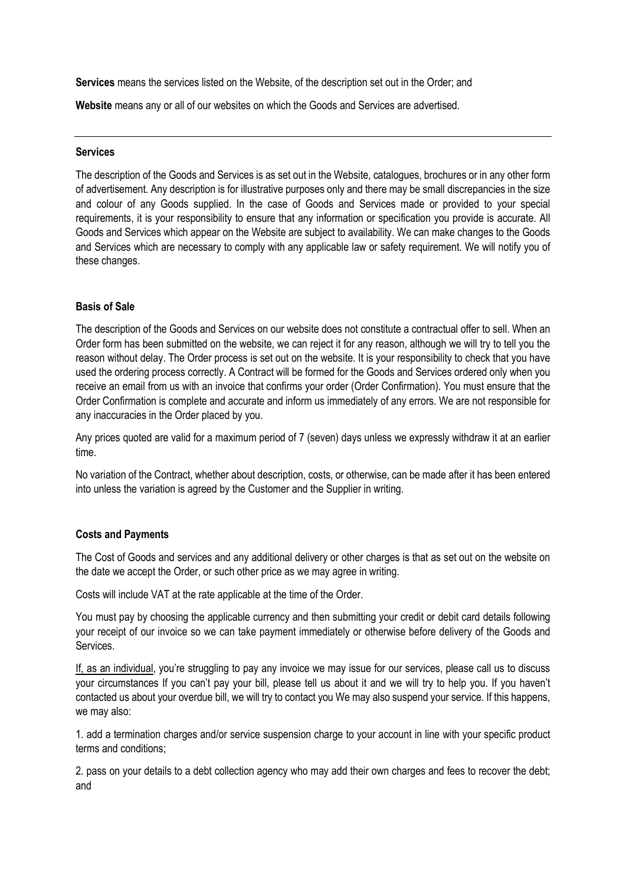**Services** means the services listed on the Website, of the description set out in the Order; and

**Website** means any or all of our websites on which the Goods and Services are advertised.

---

**Services**

The description of the Goods and Services is as set out in the Website, catalogues, brochures or in any other form of advertisement. Any description is for illustrative purposes only and there may be small discrepancies in the size and colour of any Goods supplied. In the case of Goods and Services made or provided to your special requirements, it is your responsibility to ensure that any information or specification you provide is accurate. All Goods and Services which appear on the Website are subject to availability. We can make changes to the Goods and Services which are necessary to comply with any applicable law or safety requirement. We will notify you of these changes.

**Basis of Sale**

The description of the Goods and Services on our website does not constitute a contractual offer to sell. When an Order form has been submitted on the website, we can reject it for any reason, although we will try to tell you the reason without delay. The Order process is set out on the website. It is your responsibility to check that you have used the ordering process correctly. A Contract will be formed for the Goods and Services ordered only when you receive an email from us with an invoice that confirms your order (Order Confirmation). You must ensure that the Order Confirmation is complete and accurate and inform us immediately of any errors. We are not responsible for any inaccuracies in the Order placed by you.

Any prices quoted are valid for a maximum period of 7 (seven) days unless we expressly withdraw it at an earlier time.

No variation of the Contract, whether about description, costs, or otherwise, can be made after it has been entered into unless the variation is agreed by the Customer and the Supplier in writing.

**Costs and Payments**

The Cost of Goods and services and any additional delivery or other charges is that as set out on the website on the date we accept the Order, or such other price as we may agree in writing.

Costs will include VAT at the rate applicable at the time of the Order.

You must pay by choosing the applicable currency and then submitting your credit or debit card details following your receipt of our invoice so we can take payment immediately or otherwise before delivery of the Goods and Services.

If, as an individual, you're struggling to pay any invoice we may issue for our services, please call us to discuss your circumstances If you can't pay your bill, please tell us about it and we will try to help you. If you haven't contacted us about your overdue bill, we will try to contact you We may also suspend your service. If this happens, we may also:

1. add a termination charges and/or service suspension charge to your account in line with your specific product terms and conditions;

2. pass on your details to a debt collection agency who may add their own charges and fees to recover the debt; and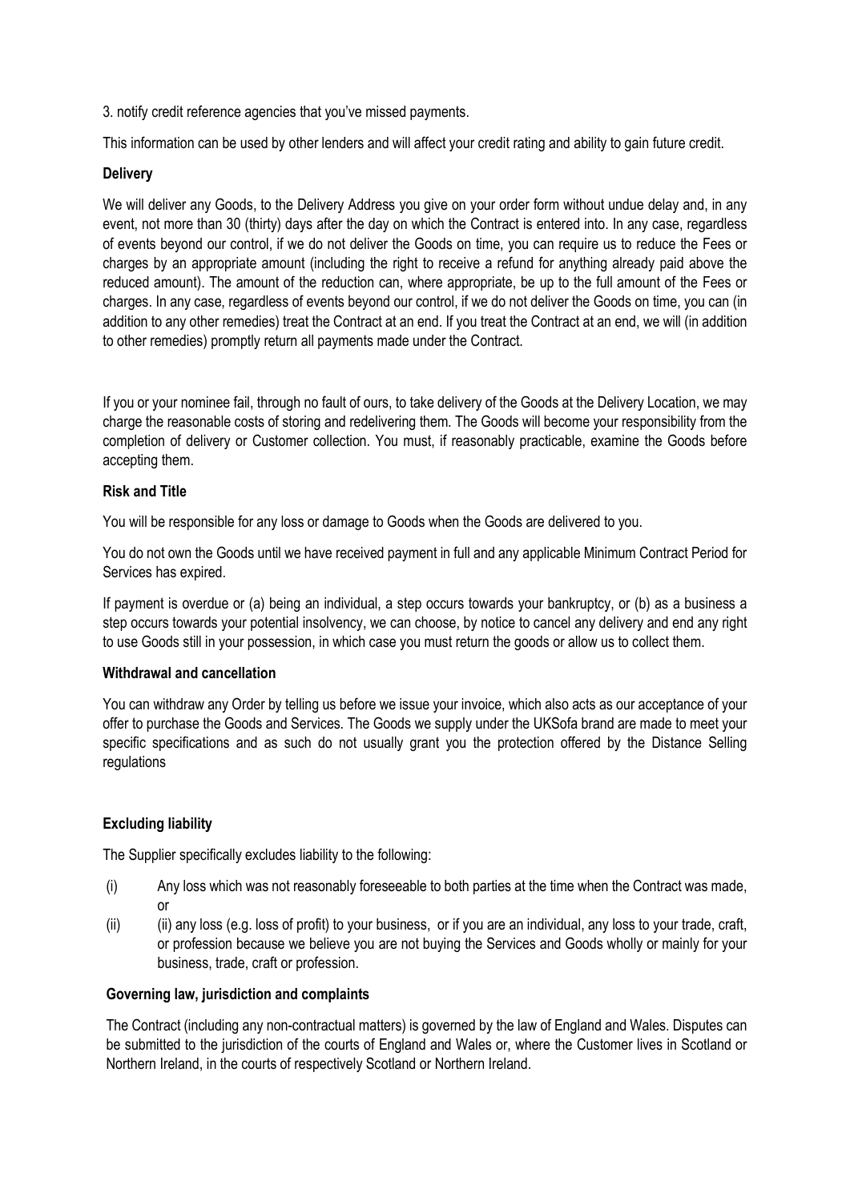3. notify credit reference agencies that you've missed payments.

This information can be used by other lenders and will affect your credit rating and ability to gain future credit.

**Delivery**

We will deliver any Goods, to the Delivery Address you give on your order form without undue delay and, in any event, not more than 30 (thirty) days after the day on which the Contract is entered into. In any case, regardless of events beyond our control, if we do not deliver the Goods on time, you can require us to reduce the Fees or charges by an appropriate amount (including the right to receive a refund for anything already paid above the reduced amount). The amount of the reduction can, where appropriate, be up to the full amount of the Fees or charges. In any case, regardless of events beyond our control, if we do not deliver the Goods on time, you can (in addition to any other remedies) treat the Contract at an end. If you treat the Contract at an end, we will (in addition to other remedies) promptly return all payments made under the Contract.

If you or your nominee fail, through no fault of ours, to take delivery of the Goods at the Delivery Location, we may charge the reasonable costs of storing and redelivering them. The Goods will become your responsibility from the completion of delivery or Customer collection. You must, if reasonably practicable, examine the Goods before accepting them.

**Risk and Title**

You will be responsible for any loss or damage to Goods when the Goods are delivered to you.

You do not own the Goods until we have received payment in full and any applicable Minimum Contract Period for Services has expired.

If payment is overdue or (a) being an individual, a step occurs towards your bankruptcy, or (b) as a business a step occurs towards your potential insolvency, we can choose, by notice to cancel any delivery and end any right to use Goods still in your possession, in which case you must return the goods or allow us to collect them.

**Withdrawal and cancellation**

You can withdraw any Order by telling us before we issue your invoice, which also acts as our acceptance of your offer to purchase the Goods and Services. The Goods we supply under the UKSofa brand are made to meet your specific specifications and as such do not usually grant you the protection offered by the Distance Selling regulations

**Excluding liability**

The Supplier specifically excludes liability to the following:

(i) Any loss which was not reasonably foreseeable to both parties at the time when the Contract was made, or

(ii) (ii) any loss (e.g. loss of profit) to your business, or if you are an individual, any loss to your trade, craft, or profession because we believe you are not buying the Services and Goods wholly or mainly for your business, trade, craft or profession.

**Governing law, jurisdiction and complaints**

The Contract (including any non-contractual matters) is governed by the law of England and Wales. Disputes can be submitted to the jurisdiction of the courts of England and Wales or, where the Customer lives in Scotland or Northern Ireland, in the courts of respectively Scotland or Northern Ireland.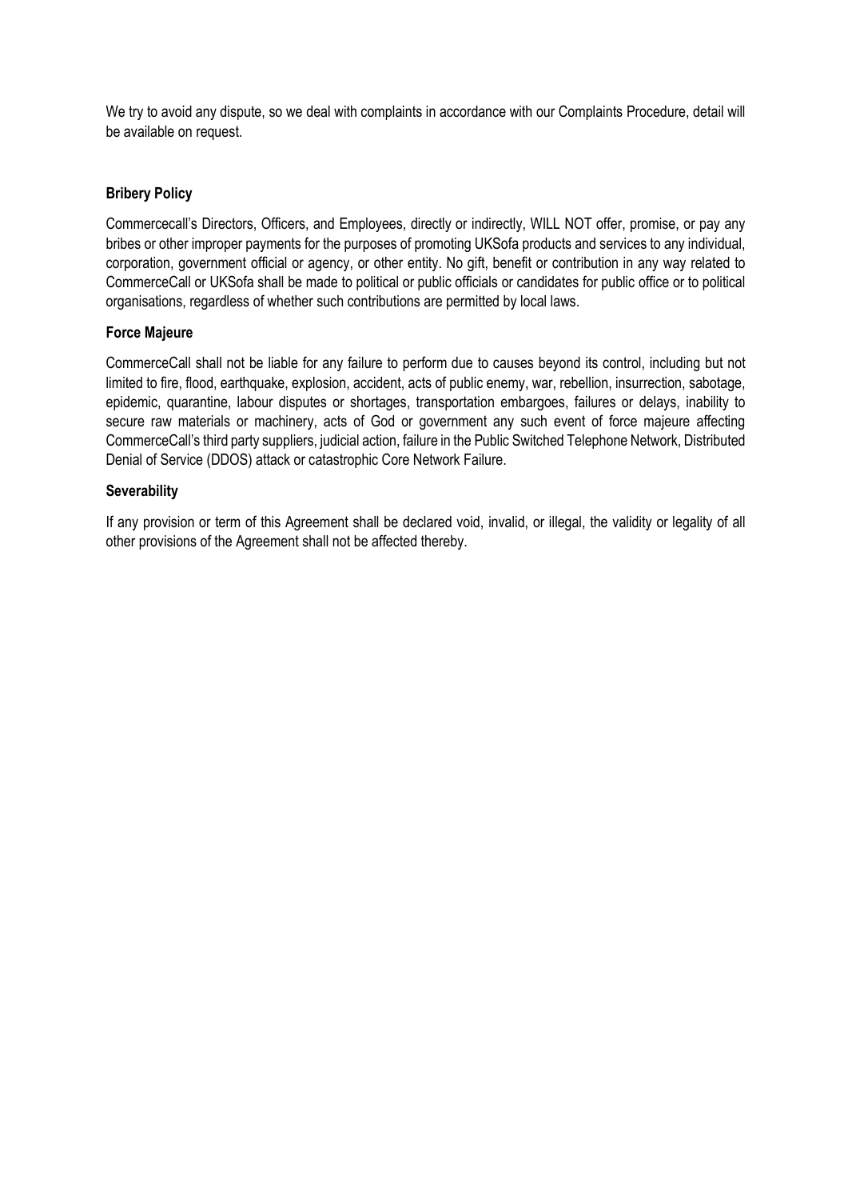We try to avoid any dispute, so we deal with complaints in accordance with our Complaints Procedure, detail will be available on request.

### Bribery Policy

Commercecall's Directors, Officers, and Employees, directly or indirectly, WILL NOT offer, promise, or pay any bribes or other improper payments for the purposes of promoting UKSofa products and services to any individual, corporation, government official or agency, or other entity. No gift, benefit or contribution in any way related to CommerceCall or UKSofa shall be made to political or public officials or candidates for public office or to political organisations, regardless of whether such contributions are permitted by local laws.

### Force Majeure

CommerceCall shall not be liable for any failure to perform due to causes beyond its control, including but not limited to fire, flood, earthquake, explosion, accident, acts of public enemy, war, rebellion, insurrection, sabotage, epidemic, quarantine, labour disputes or shortages, transportation embargoes, failures or delays, inability to secure raw materials or machinery, acts of God or government any such event of force majeure affecting CommerceCall's third party suppliers, judicial action, failure in the Public Switched Telephone Network, Distributed Denial of Service (DDOS) attack or catastrophic Core Network Failure.

### Severability

If any provision or term of this Agreement shall be declared void, invalid, or illegal, the validity or legality of all other provisions of the Agreement shall not be affected thereby.